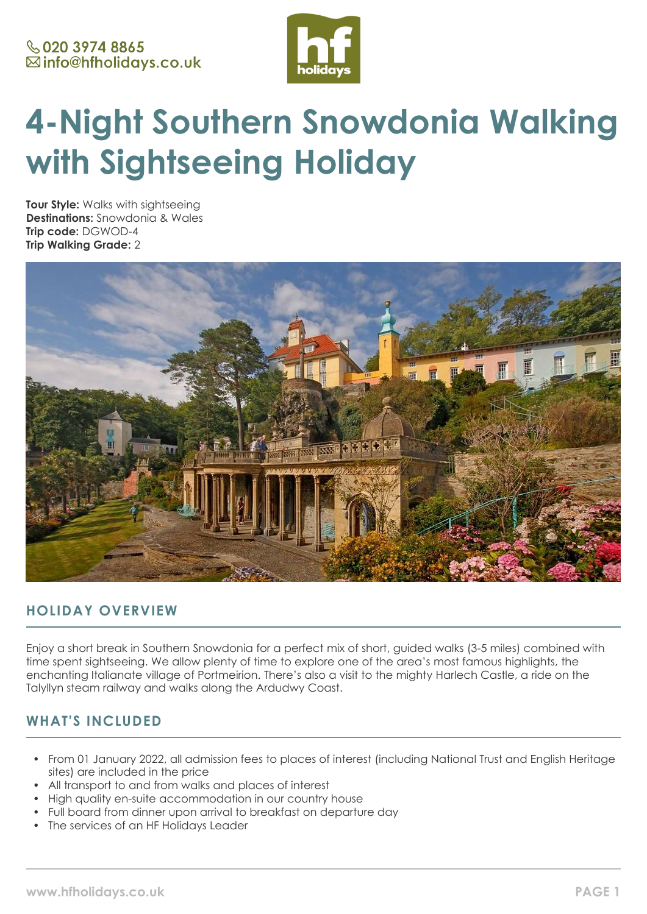020 3974 8865
info@hfholidays.co.uk

# 4-Night Southern Snowdonia Walking with Sightseeing Holiday

**Tour Style:** Walks with sightseeing
**Destinations:** Snowdonia & Wales
**Trip code:** DGWOD-4
**Trip Walking Grade:** 2

## HOLIDAY OVERVIEW

Enjoy a short break in Southern Snowdonia for a perfect mix of short, guided walks (3-5 miles) combined with time spent sightseeing. We allow plenty of time to explore one of the area's most famous highlights, the enchanting Italianate village of Portmeirion. There's also a visit to the mighty Harlech Castle, a ride on the Talyllyn steam railway and walks along the Ardudwy Coast.

## WHAT'S INCLUDED

- From 01 January 2022, all admission fees to places of interest (including National Trust and English Heritage sites) are included in the price
- All transport to and from walks and places of interest
- High quality en-suite accommodation in our country house
- Full board from dinner upon arrival to breakfast on departure day
- The services of an HF Holidays Leader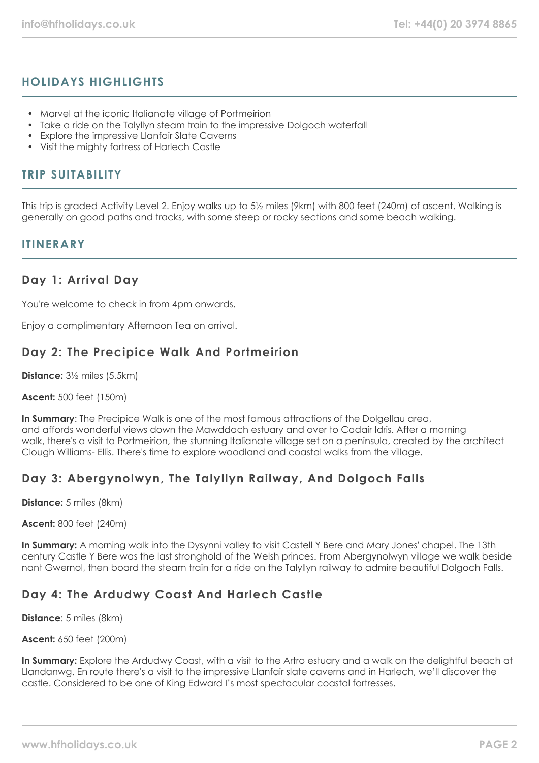## HOLIDAYS HIGHLIGHTS

- Marvel at the iconic Italianate village of Portmeirion
- Take a ride on the Talyllyn steam train to the impressive Dolgoch waterfall
- Explore the impressive Llanfair Slate Caverns
- Visit the mighty fortress of Harlech Castle

## TRIP SUITABILITY

This trip is graded Activity Level 2. Enjoy walks up to 5½ miles (9km) with 800 feet (240m) of ascent. Walking is generally on good paths and tracks, with some steep or rocky sections and some beach walking.

## ITINERARY

### Day 1: Arrival Day

You're welcome to check in from 4pm onwards.

Enjoy a complimentary Afternoon Tea on arrival.

### Day 2: The Precipice Walk And Portmeirion

**Distance:** 3½ miles (5.5km)

**Ascent:** 500 feet (150m)

**In Summary**: The Precipice Walk is one of the most famous attractions of the Dolgellau area, and affords wonderful views down the Mawddach estuary and over to Cadair Idris. After a morning walk, there's a visit to Portmeirion, the stunning Italianate village set on a peninsula, created by the architect Clough Williams- Ellis. There's time to explore woodland and coastal walks from the village.

### Day 3: Abergynolwyn, The Talyllyn Railway, And Dolgoch Falls

**Distance:** 5 miles (8km)

**Ascent:** 800 feet (240m)

**In Summary:** A morning walk into the Dysynni valley to visit Castell Y Bere and Mary Jones' chapel. The 13th century Castle Y Bere was the last stronghold of the Welsh princes. From Abergynolwyn village we walk beside nant Gwernol, then board the steam train for a ride on the Talyllyn railway to admire beautiful Dolgoch Falls.

### Day 4: The Ardudwy Coast And Harlech Castle

**Distance**: 5 miles (8km)

**Ascent:** 650 feet (200m)

**In Summary:** Explore the Ardudwy Coast, with a visit to the Artro estuary and a walk on the delightful beach at Llandanwg. En route there's a visit to the impressive Llanfair slate caverns and in Harlech, we'll discover the castle. Considered to be one of King Edward I's most spectacular coastal fortresses.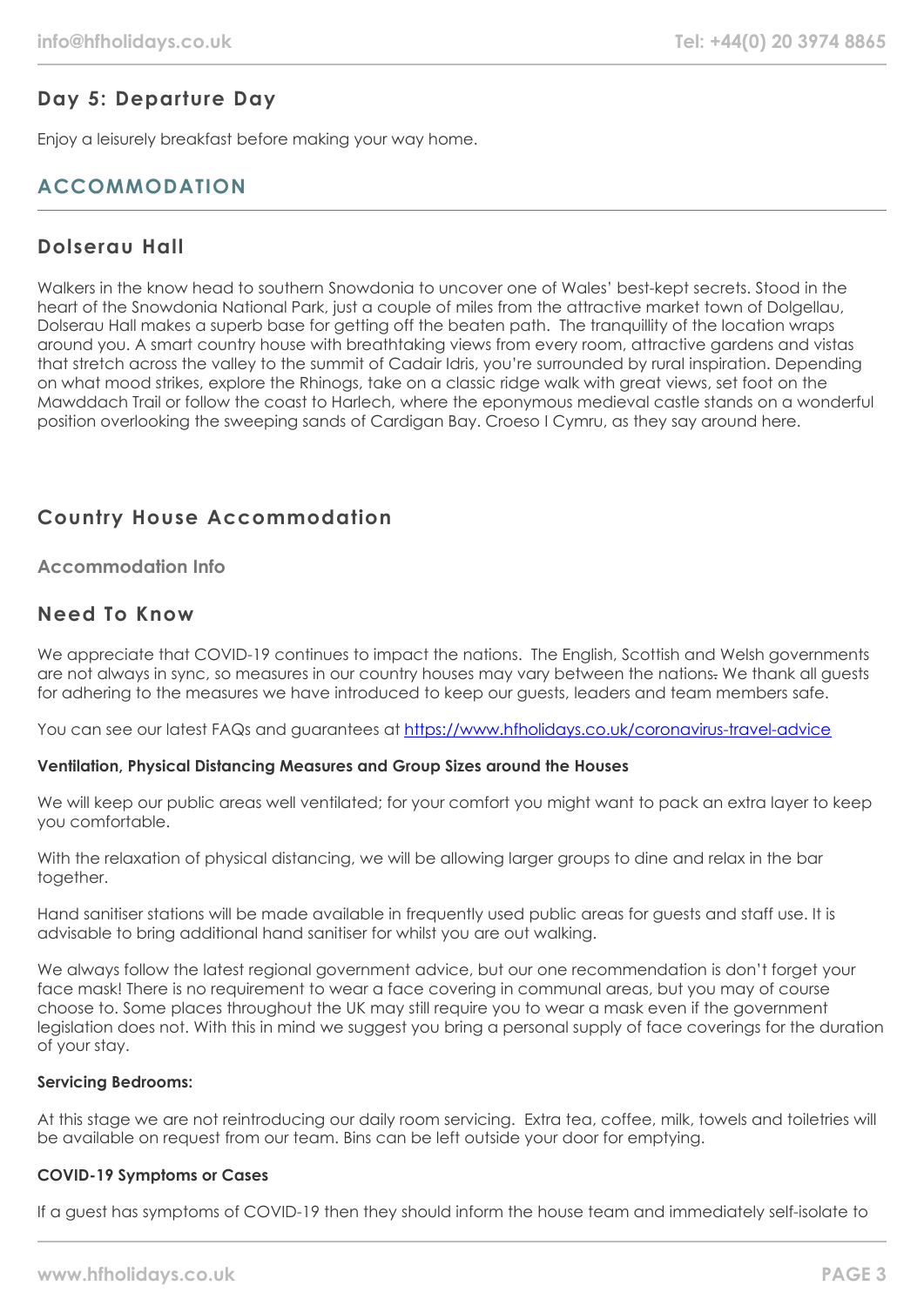## Day 5: Departure Day

Enjoy a leisurely breakfast before making your way home.

# ACCOMMODATION

## Dolserau Hall

Walkers in the know head to southern Snowdonia to uncover one of Wales' best-kept secrets. Stood in the heart of the Snowdonia National Park, just a couple of miles from the attractive market town of Dolgellau, Dolserau Hall makes a superb base for getting off the beaten path. The tranquillity of the location wraps around you. A smart country house with breathtaking views from every room, attractive gardens and vistas that stretch across the valley to the summit of Cadair Idris, you're surrounded by rural inspiration. Depending on what mood strikes, explore the Rhinogs, take on a classic ridge walk with great views, set foot on the Mawddach Trail or follow the coast to Harlech, where the eponymous medieval castle stands on a wonderful position overlooking the sweeping sands of Cardigan Bay. Croeso I Cymru, as they say around here.

## Country House Accommodation

### Accommodation Info

## Need To Know

We appreciate that COVID-19 continues to impact the nations. The English, Scottish and Welsh governments are not always in sync, so measures in our country houses may vary between the nations. We thank all guests for adhering to the measures we have introduced to keep our guests, leaders and team members safe.

You can see our latest FAQs and guarantees at [https://www.hfholidays.co.uk/coronavirus-travel-advice](https://www.hfholidays.co.uk/coronavirus-travel-advice)

**Ventilation, Physical Distancing Measures and Group Sizes around the Houses**

We will keep our public areas well ventilated; for your comfort you might want to pack an extra layer to keep you comfortable.

With the relaxation of physical distancing, we will be allowing larger groups to dine and relax in the bar together.

Hand sanitiser stations will be made available in frequently used public areas for guests and staff use. It is advisable to bring additional hand sanitiser for whilst you are out walking.

We always follow the latest regional government advice, but our one recommendation is don't forget your face mask! There is no requirement to wear a face covering in communal areas, but you may of course choose to. Some places throughout the UK may still require you to wear a mask even if the government legislation does not. With this in mind we suggest you bring a personal supply of face coverings for the duration of your stay.

**Servicing Bedrooms:**

At this stage we are not reintroducing our daily room servicing. Extra tea, coffee, milk, towels and toiletries will be available on request from our team. Bins can be left outside your door for emptying.

**COVID-19 Symptoms or Cases**

If a guest has symptoms of COVID-19 then they should inform the house team and immediately self-isolate to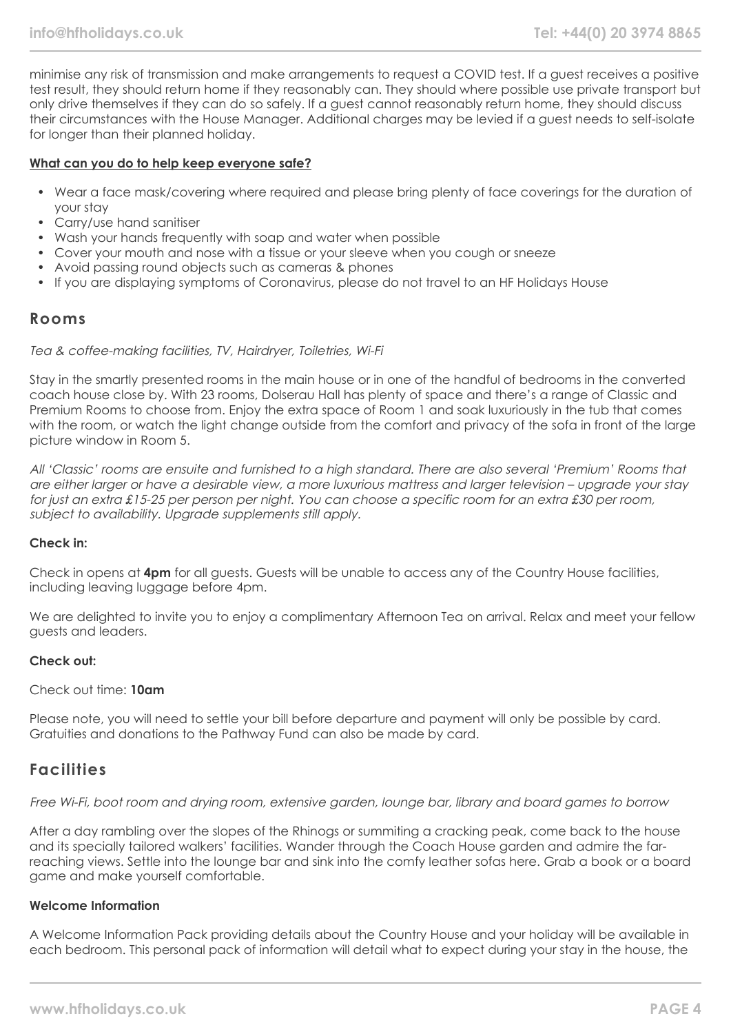minimise any risk of transmission and make arrangements to request a COVID test. If a guest receives a positive test result, they should return home if they reasonably can. They should where possible use private transport but only drive themselves if they can do so safely. If a guest cannot reasonably return home, they should discuss their circumstances with the House Manager. Additional charges may be levied if a guest needs to self-isolate for longer than their planned holiday.

**What can you do to help keep everyone safe?**

- Wear a face mask/covering where required and please bring plenty of face coverings for the duration of your stay
- Carry/use hand sanitiser
- Wash your hands frequently with soap and water when possible
- Cover your mouth and nose with a tissue or your sleeve when you cough or sneeze
- Avoid passing round objects such as cameras & phones
- If you are displaying symptoms of Coronavirus, please do not travel to an HF Holidays House

## Rooms

*Tea & coffee-making facilities, TV, Hairdryer, Toiletries, Wi-Fi*

Stay in the smartly presented rooms in the main house or in one of the handful of bedrooms in the converted coach house close by. With 23 rooms, Dolserau Hall has plenty of space and there's a range of Classic and Premium Rooms to choose from. Enjoy the extra space of Room 1 and soak luxuriously in the tub that comes with the room, or watch the light change outside from the comfort and privacy of the sofa in front of the large picture window in Room 5.

*All 'Classic' rooms are ensuite and furnished to a high standard. There are also several 'Premium' Rooms that are either larger or have a desirable view, a more luxurious mattress and larger television – upgrade your stay for just an extra £15-25 per person per night. You can choose a specific room for an extra £30 per room, subject to availability. Upgrade supplements still apply.*

**Check in:**

Check in opens at **4pm** for all guests. Guests will be unable to access any of the Country House facilities, including leaving luggage before 4pm.

We are delighted to invite you to enjoy a complimentary Afternoon Tea on arrival. Relax and meet your fellow guests and leaders.

**Check out:**

Check out time: **10am**

Please note, you will need to settle your bill before departure and payment will only be possible by card. Gratuities and donations to the Pathway Fund can also be made by card.

## Facilities

*Free Wi-Fi, boot room and drying room, extensive garden, lounge bar, library and board games to borrow*

After a day rambling over the slopes of the Rhinogs or summiting a cracking peak, come back to the house and its specially tailored walkers' facilities. Wander through the Coach House garden and admire the far-reaching views. Settle into the lounge bar and sink into the comfy leather sofas here. Grab a book or a board game and make yourself comfortable.

**Welcome Information**

A Welcome Information Pack providing details about the Country House and your holiday will be available in each bedroom. This personal pack of information will detail what to expect during your stay in the house, the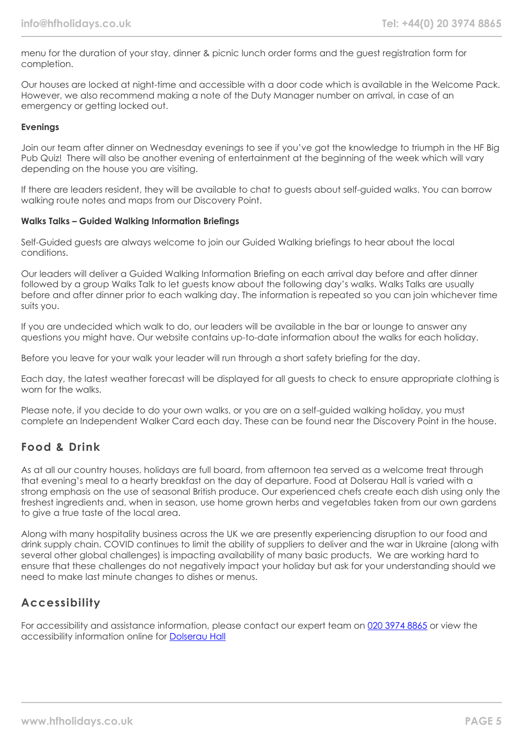menu for the duration of your stay, dinner & picnic lunch order forms and the guest registration form for completion.

Our houses are locked at night-time and accessible with a door code which is available in the Welcome Pack. However, we also recommend making a note of the Duty Manager number on arrival, in case of an emergency or getting locked out.

**Evenings**

Join our team after dinner on Wednesday evenings to see if you've got the knowledge to triumph in the HF Big Pub Quiz! There will also be another evening of entertainment at the beginning of the week which will vary depending on the house you are visiting.

If there are leaders resident, they will be available to chat to guests about self-guided walks. You can borrow walking route notes and maps from our Discovery Point.

**Walks Talks – Guided Walking Information Briefings**

Self-Guided guests are always welcome to join our Guided Walking briefings to hear about the local conditions.

Our leaders will deliver a Guided Walking Information Briefing on each arrival day before and after dinner followed by a group Walks Talk to let guests know about the following day's walks. Walks Talks are usually before and after dinner prior to each walking day. The information is repeated so you can join whichever time suits you.

If you are undecided which walk to do, our leaders will be available in the bar or lounge to answer any questions you might have. Our website contains up-to-date information about the walks for each holiday.

Before you leave for your walk your leader will run through a short safety briefing for the day.

Each day, the latest weather forecast will be displayed for all guests to check to ensure appropriate clothing is worn for the walks.

Please note, if you decide to do your own walks, or you are on a self-guided walking holiday, you must complete an Independent Walker Card each day. These can be found near the Discovery Point in the house.

## Food & Drink

As at all our country houses, holidays are full board, from afternoon tea served as a welcome treat through that evening's meal to a hearty breakfast on the day of departure. Food at Dolserau Hall is varied with a strong emphasis on the use of seasonal British produce. Our experienced chefs create each dish using only the freshest ingredients and, when in season, use home grown herbs and vegetables taken from our own gardens to give a true taste of the local area.

Along with many hospitality business across the UK we are presently experiencing disruption to our food and drink supply chain. COVID continues to limit the ability of suppliers to deliver and the war in Ukraine (along with several other global challenges) is impacting availability of many basic products. We are working hard to ensure that these challenges do not negatively impact your holiday but ask for your understanding should we need to make last minute changes to dishes or menus.

## Accessibility

For accessibility and assistance information, please contact our expert team on 020 3974 8865 or view the accessibility information online for Dolserau Hall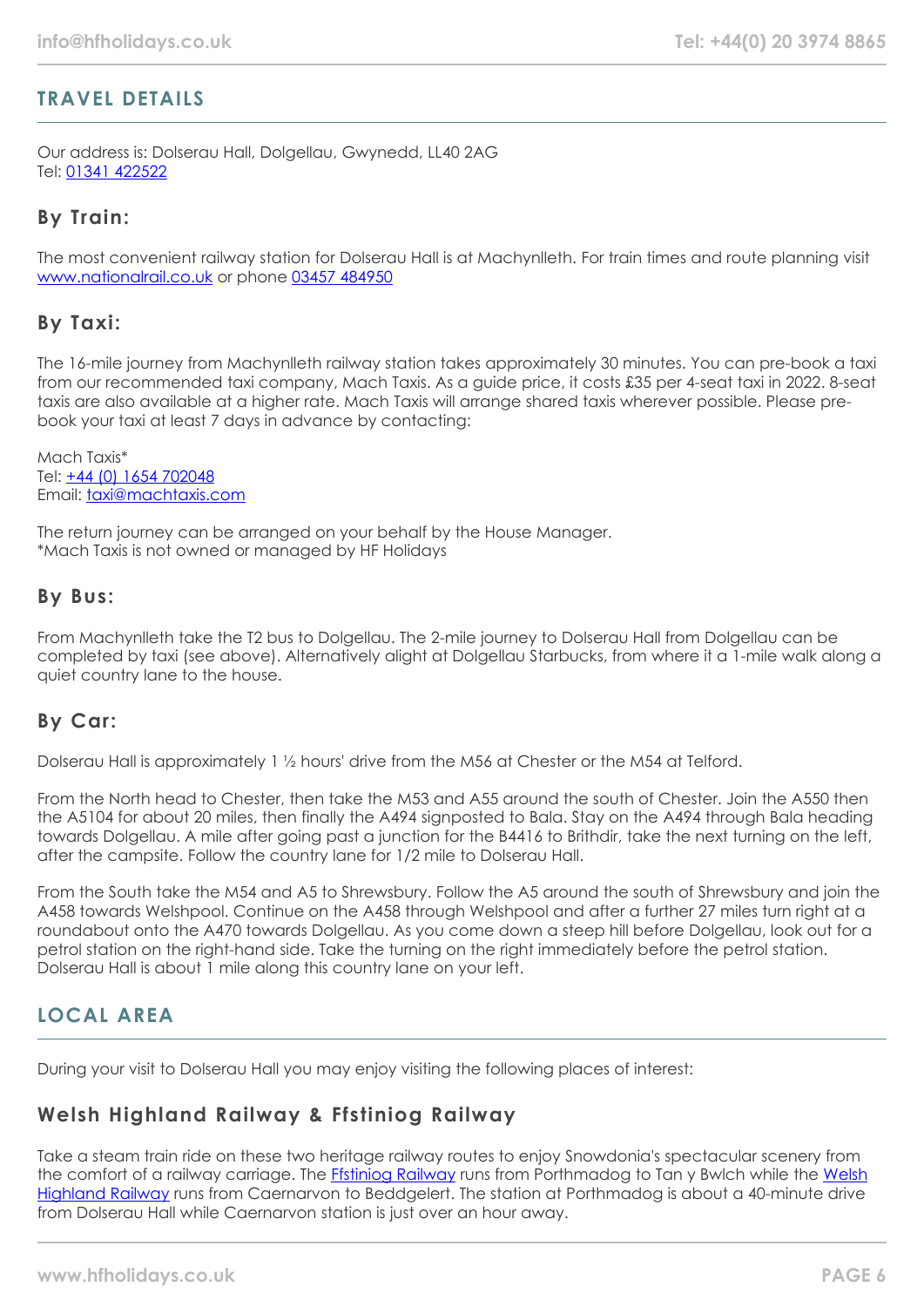## TRAVEL DETAILS

Our address is: Dolserau Hall, Dolgellau, Gwynedd, LL40 2AG
Tel: [01341 422522](tel:01341422522)

### By Train:

The most convenient railway station for Dolserau Hall is at Machynlleth. For train times and route planning visit [www.nationalrail.co.uk](http://www.nationalrail.co.uk) or phone [03457 484950](tel:03457484950)

### By Taxi:

The 16-mile journey from Machynlleth railway station takes approximately 30 minutes. You can pre-book a taxi from our recommended taxi company, Mach Taxis. As a guide price, it costs £35 per 4-seat taxi in 2022. 8-seat taxis are also available at a higher rate. Mach Taxis will arrange shared taxis wherever possible. Please pre-book your taxi at least 7 days in advance by contacting:

Mach Taxis*
Tel: [+44 (0) 1654 702048](tel:+441654702048)
Email: [taxi@machtaxis.com](mailto:taxi@machtaxis.com)

The return journey can be arranged on your behalf by the House Manager.
*Mach Taxis is not owned or managed by HF Holidays

### By Bus:

From Machynlleth take the T2 bus to Dolgellau. The 2-mile journey to Dolserau Hall from Dolgellau can be completed by taxi (see above). Alternatively alight at Dolgellau Starbucks, from where it a 1-mile walk along a quiet country lane to the house.

### By Car:

Dolserau Hall is approximately 1 ½ hours' drive from the M56 at Chester or the M54 at Telford.

From the North head to Chester, then take the M53 and A55 around the south of Chester. Join the A550 then the A5104 for about 20 miles, then finally the A494 signposted to Bala. Stay on the A494 through Bala heading towards Dolgellau. A mile after going past a junction for the B4416 to Brithdir, take the next turning on the left, after the campsite. Follow the country lane for 1/2 mile to Dolserau Hall.

From the South take the M54 and A5 to Shrewsbury. Follow the A5 around the south of Shrewsbury and join the A458 towards Welshpool. Continue on the A458 through Welshpool and after a further 27 miles turn right at a roundabout onto the A470 towards Dolgellau. As you come down a steep hill before Dolgellau, look out for a petrol station on the right-hand side. Take the turning on the right immediately before the petrol station. Dolserau Hall is about 1 mile along this country lane on your left.

## LOCAL AREA

During your visit to Dolserau Hall you may enjoy visiting the following places of interest:

### Welsh Highland Railway & Ffstiniog Railway

Take a steam train ride on these two heritage railway routes to enjoy Snowdonia's spectacular scenery from the comfort of a railway carriage. The Ffstiniog Railway runs from Porthmadog to Tan y Bwlch while the Welsh Highland Railway runs from Caernarvon to Beddgelert. The station at Porthmadog is about a 40-minute drive from Dolserau Hall while Caernarvon station is just over an hour away.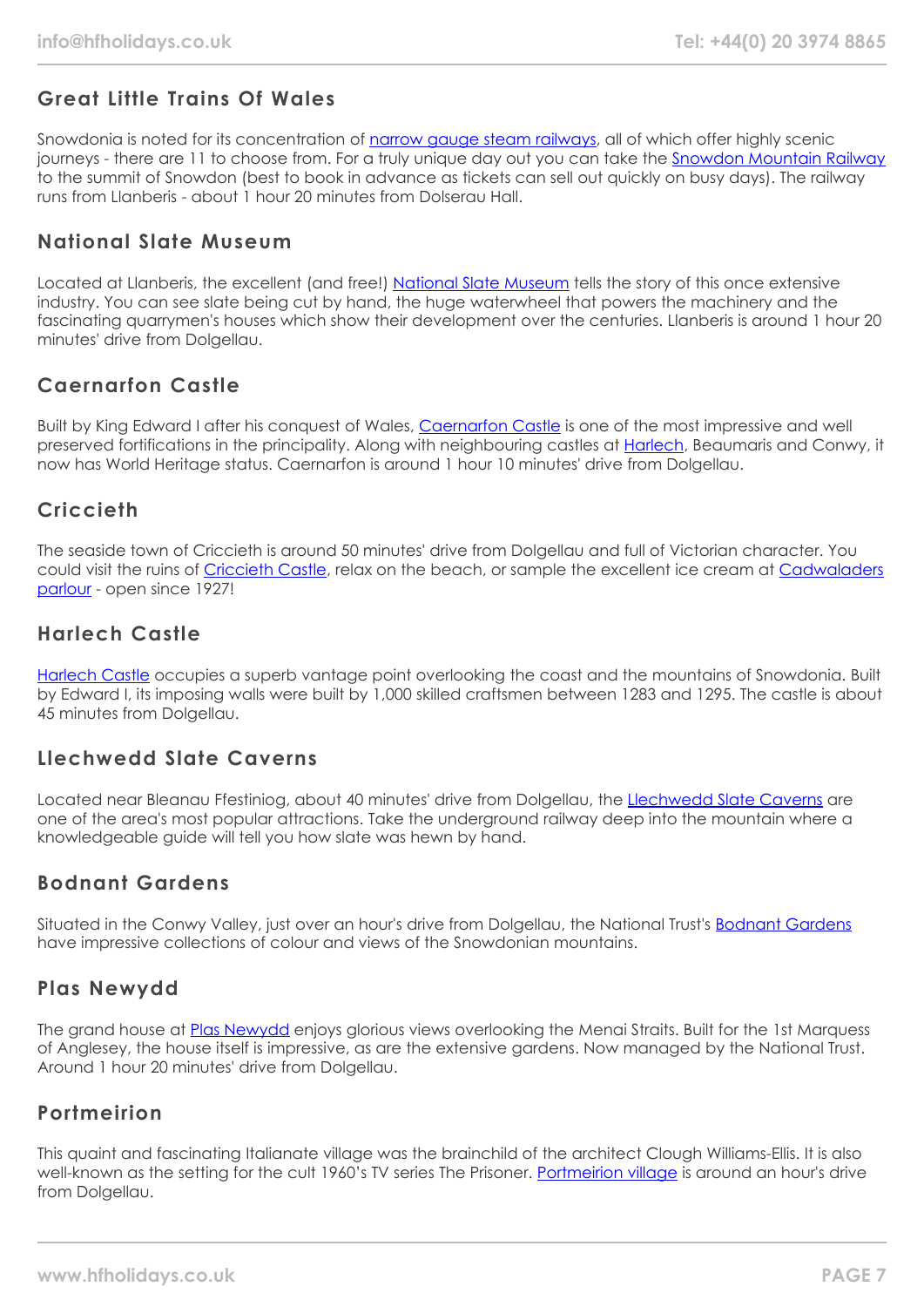## Great Little Trains Of Wales

Snowdonia is noted for its concentration of narrow gauge steam railways, all of which offer highly scenic journeys - there are 11 to choose from. For a truly unique day out you can take the Snowdon Mountain Railway to the summit of Snowdon (best to book in advance as tickets can sell out quickly on busy days). The railway runs from Llanberis - about 1 hour 20 minutes from Dolserau Hall.

## National Slate Museum

Located at Llanberis, the excellent (and free!) National Slate Museum tells the story of this once extensive industry. You can see slate being cut by hand, the huge waterwheel that powers the machinery and the fascinating quarrymen's houses which show their development over the centuries. Llanberis is around 1 hour 20 minutes' drive from Dolgellau.

## Caernarfon Castle

Built by King Edward I after his conquest of Wales, Caernarfon Castle is one of the most impressive and well preserved fortifications in the principality. Along with neighbouring castles at Harlech, Beaumaris and Conwy, it now has World Heritage status. Caernarfon is around 1 hour 10 minutes' drive from Dolgellau.

## Criccieth

The seaside town of Criccieth is around 50 minutes' drive from Dolgellau and full of Victorian character. You could visit the ruins of Criccieth Castle, relax on the beach, or sample the excellent ice cream at Cadwaladers parlour - open since 1927!

## Harlech Castle

Harlech Castle occupies a superb vantage point overlooking the coast and the mountains of Snowdonia. Built by Edward I, its imposing walls were built by 1,000 skilled craftsmen between 1283 and 1295. The castle is about 45 minutes from Dolgellau.

## Llechwedd Slate Caverns

Located near Bleanau Ffestiniog, about 40 minutes' drive from Dolgellau, the Llechwedd Slate Caverns are one of the area's most popular attractions. Take the underground railway deep into the mountain where a knowledgeable guide will tell you how slate was hewn by hand.

## Bodnant Gardens

Situated in the Conwy Valley, just over an hour's drive from Dolgellau, the National Trust's Bodnant Gardens have impressive collections of colour and views of the Snowdonian mountains.

## Plas Newydd

The grand house at Plas Newydd enjoys glorious views overlooking the Menai Straits. Built for the 1st Marquess of Anglesey, the house itself is impressive, as are the extensive gardens. Now managed by the National Trust. Around 1 hour 20 minutes' drive from Dolgellau.

## Portmeirion

This quaint and fascinating Italianate village was the brainchild of the architect Clough Williams-Ellis. It is also well-known as the setting for the cult 1960's TV series The Prisoner. Portmeirion village is around an hour's drive from Dolgellau.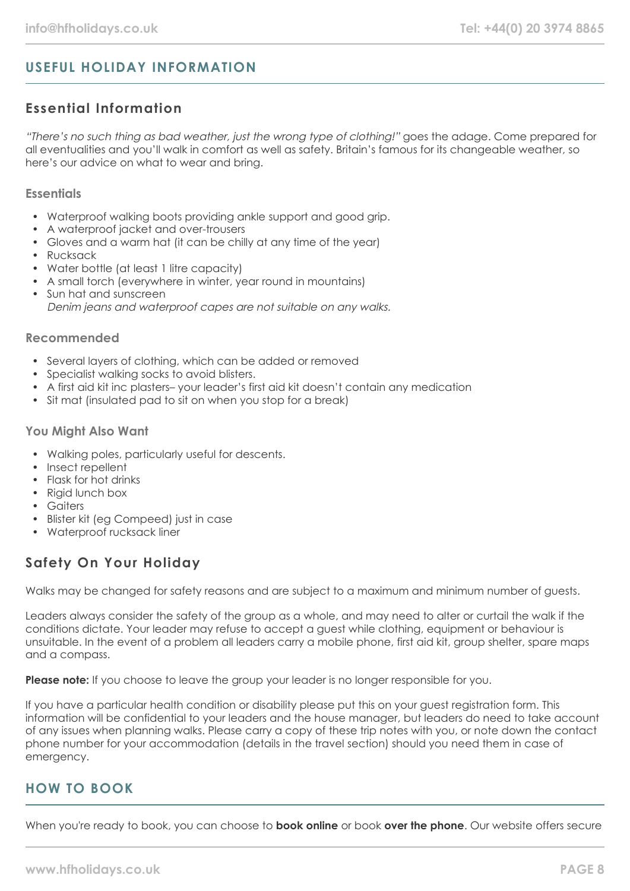## USEFUL HOLIDAY INFORMATION

### Essential Information

*"There's no such thing as bad weather, just the wrong type of clothing!"* goes the adage. Come prepared for all eventualities and you'll walk in comfort as well as safety. Britain's famous for its changeable weather, so here's our advice on what to wear and bring.

#### Essentials

- Waterproof walking boots providing ankle support and good grip.
- A waterproof jacket and over-trousers
- Gloves and a warm hat (it can be chilly at any time of the year)
- Rucksack
- Water bottle (at least 1 litre capacity)
- A small torch (everywhere in winter, year round in mountains)
- Sun hat and sunscreen
  *Denim jeans and waterproof capes are not suitable on any walks.*

#### Recommended

- Several layers of clothing, which can be added or removed
- Specialist walking socks to avoid blisters.
- A first aid kit inc plasters– your leader's first aid kit doesn't contain any medication
- Sit mat (insulated pad to sit on when you stop for a break)

#### You Might Also Want

- Walking poles, particularly useful for descents.
- Insect repellent
- Flask for hot drinks
- Rigid lunch box
- Gaiters
- Blister kit (eg Compeed) just in case
- Waterproof rucksack liner

### Safety On Your Holiday

Walks may be changed for safety reasons and are subject to a maximum and minimum number of guests.

Leaders always consider the safety of the group as a whole, and may need to alter or curtail the walk if the conditions dictate. Your leader may refuse to accept a guest while clothing, equipment or behaviour is unsuitable. In the event of a problem all leaders carry a mobile phone, first aid kit, group shelter, spare maps and a compass.

**Please note:** If you choose to leave the group your leader is no longer responsible for you.

If you have a particular health condition or disability please put this on your guest registration form. This information will be confidential to your leaders and the house manager, but leaders do need to take account of any issues when planning walks. Please carry a copy of these trip notes with you, or note down the contact phone number for your accommodation (details in the travel section) should you need them in case of emergency.

## HOW TO BOOK

When you're ready to book, you can choose to **book online** or book **over the phone**. Our website offers secure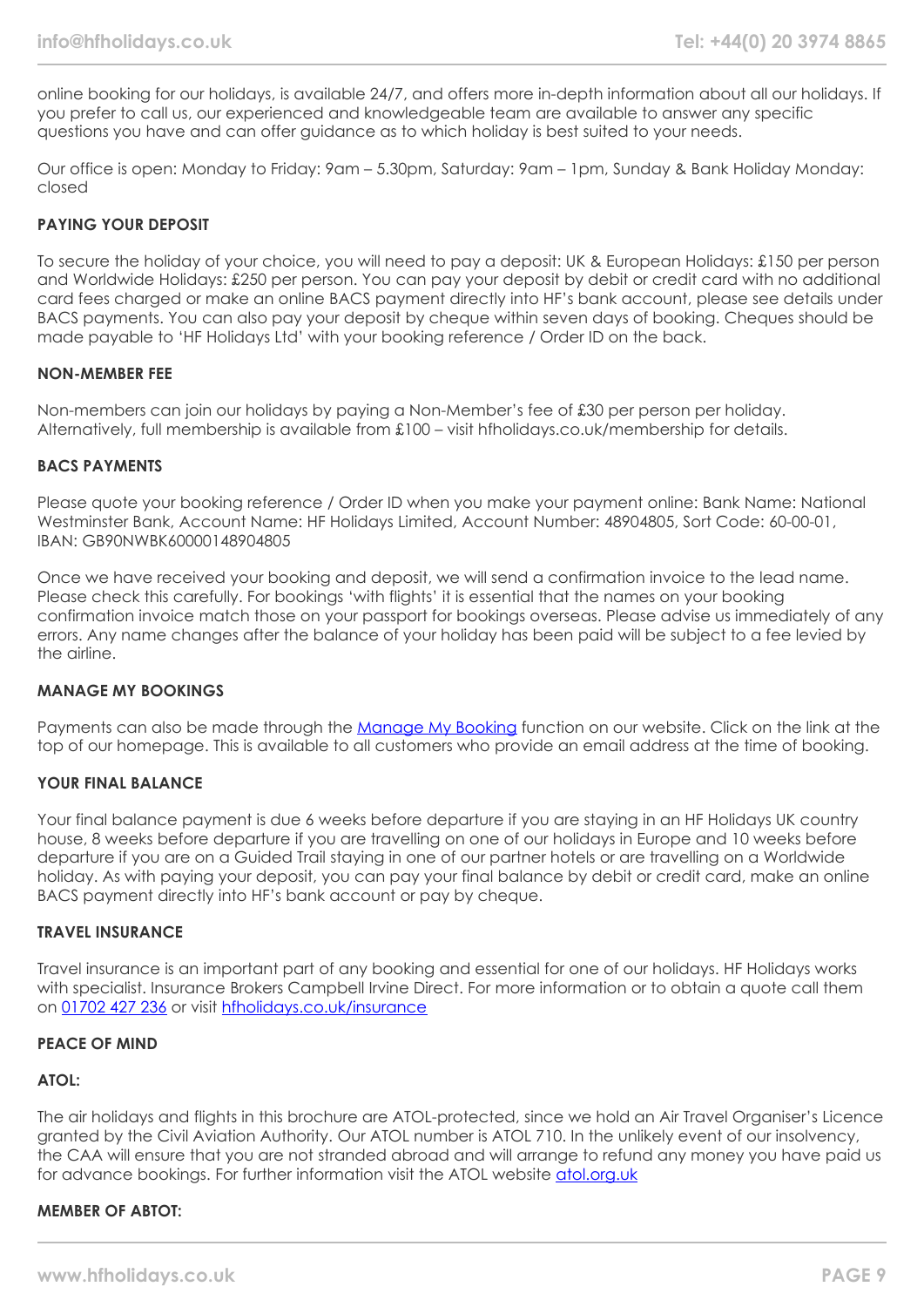online booking for our holidays, is available 24/7, and offers more in-depth information about all our holidays. If you prefer to call us, our experienced and knowledgeable team are available to answer any specific questions you have and can offer guidance as to which holiday is best suited to your needs.

Our office is open: Monday to Friday: 9am – 5.30pm, Saturday: 9am – 1pm, Sunday & Bank Holiday Monday: closed

**PAYING YOUR DEPOSIT**

To secure the holiday of your choice, you will need to pay a deposit: UK & European Holidays: £150 per person and Worldwide Holidays: £250 per person. You can pay your deposit by debit or credit card with no additional card fees charged or make an online BACS payment directly into HF's bank account, please see details under BACS payments. You can also pay your deposit by cheque within seven days of booking. Cheques should be made payable to 'HF Holidays Ltd' with your booking reference / Order ID on the back.

**NON-MEMBER FEE**

Non-members can join our holidays by paying a Non-Member's fee of £30 per person per holiday. Alternatively, full membership is available from £100 – visit hfholidays.co.uk/membership for details.

**BACS PAYMENTS**

Please quote your booking reference / Order ID when you make your payment online: Bank Name: National Westminster Bank, Account Name: HF Holidays Limited, Account Number: 48904805, Sort Code: 60-00-01, IBAN: GB90NWBK60000148904805

Once we have received your booking and deposit, we will send a confirmation invoice to the lead name. Please check this carefully. For bookings 'with flights' it is essential that the names on your booking confirmation invoice match those on your passport for bookings overseas. Please advise us immediately of any errors. Any name changes after the balance of your holiday has been paid will be subject to a fee levied by the airline.

**MANAGE MY BOOKINGS**

Payments can also be made through the [Manage My Booking](https://www.hfholidays.co.uk) function on our website. Click on the link at the top of our homepage. This is available to all customers who provide an email address at the time of booking.

**YOUR FINAL BALANCE**

Your final balance payment is due 6 weeks before departure if you are staying in an HF Holidays UK country house, 8 weeks before departure if you are travelling on one of our holidays in Europe and 10 weeks before departure if you are on a Guided Trail staying in one of our partner hotels or are travelling on a Worldwide holiday. As with paying your deposit, you can pay your final balance by debit or credit card, make an online BACS payment directly into HF's bank account or pay by cheque.

**TRAVEL INSURANCE**

Travel insurance is an important part of any booking and essential for one of our holidays. HF Holidays works with specialist. Insurance Brokers Campbell Irvine Direct. For more information or to obtain a quote call them on 01702 427 236 or visit hfholidays.co.uk/insurance

**PEACE OF MIND**

**ATOL:**

The air holidays and flights in this brochure are ATOL-protected, since we hold an Air Travel Organiser's Licence granted by the Civil Aviation Authority. Our ATOL number is ATOL 710. In the unlikely event of our insolvency, the CAA will ensure that you are not stranded abroad and will arrange to refund any money you have paid us for advance bookings. For further information visit the ATOL website atol.org.uk

**MEMBER OF ABTOT:**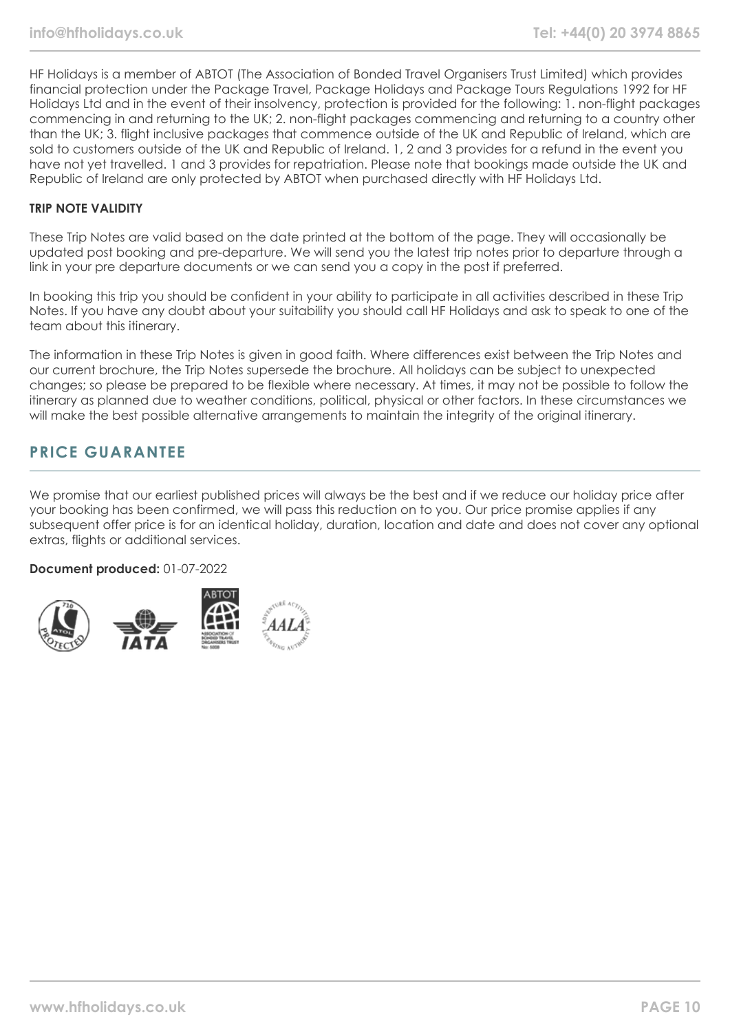HF Holidays is a member of ABTOT (The Association of Bonded Travel Organisers Trust Limited) which provides financial protection under the Package Travel, Package Holidays and Package Tours Regulations 1992 for HF Holidays Ltd and in the event of their insolvency, protection is provided for the following: 1. non-flight packages commencing in and returning to the UK; 2. non-flight packages commencing and returning to a country other than the UK; 3. flight inclusive packages that commence outside of the UK and Republic of Ireland, which are sold to customers outside of the UK and Republic of Ireland. 1, 2 and 3 provides for a refund in the event you have not yet travelled. 1 and 3 provides for repatriation. Please note that bookings made outside the UK and Republic of Ireland are only protected by ABTOT when purchased directly with HF Holidays Ltd.

**TRIP NOTE VALIDITY**

These Trip Notes are valid based on the date printed at the bottom of the page. They will occasionally be updated post booking and pre-departure. We will send you the latest trip notes prior to departure through a link in your pre departure documents or we can send you a copy in the post if preferred.

In booking this trip you should be confident in your ability to participate in all activities described in these Trip Notes. If you have any doubt about your suitability you should call HF Holidays and ask to speak to one of the team about this itinerary.

The information in these Trip Notes is given in good faith. Where differences exist between the Trip Notes and our current brochure, the Trip Notes supersede the brochure. All holidays can be subject to unexpected changes; so please be prepared to be flexible where necessary. At times, it may not be possible to follow the itinerary as planned due to weather conditions, political, physical or other factors. In these circumstances we will make the best possible alternative arrangements to maintain the integrity of the original itinerary.

## PRICE GUARANTEE

We promise that our earliest published prices will always be the best and if we reduce our holiday price after your booking has been confirmed, we will pass this reduction on to you. Our price promise applies if any subsequent offer price is for an identical holiday, duration, location and date and does not cover any optional extras, flights or additional services.

**Document produced:** 01-07-2022